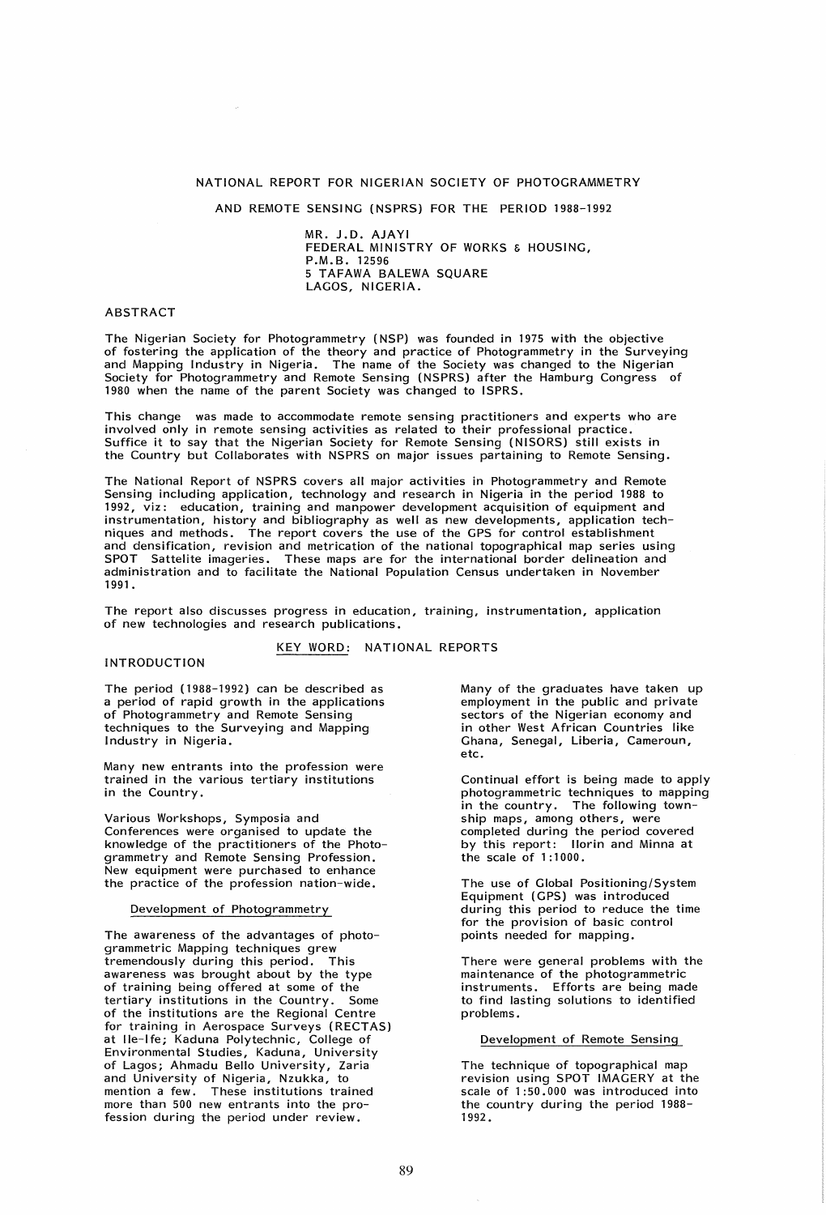# NATIONAL REPORT FOR NIGERIAN SOCIETY OF PHOTOGRAMMETRY AND REMOTE SENSING (NSPRS) FOR THE PERIOD 1988-1992

MR. J.D. AJAYI
FEDERAL MINISTRY OF WORKS & HOUSING,
P.M.B. 12596
5 TAFAWA BALEWA SQUARE
LAGOS, NIGERIA.

## ABSTRACT

The Nigerian Society for Photogrammetry (NSP) was founded in 1975 with the objective of fostering the application of the theory and practice of Photogrammetry in the Surveying and Mapping Industry in Nigeria. The name of the Society was changed to the Nigerian Society for Photogrammetry and Remote Sensing (NSPRS) after the Hamburg Congress of 1980 when the name of the parent Society was changed to ISPRS.

This change was made to accommodate remote sensing practitioners and experts who are involved only in remote sensing activities as related to their professional practice. Suffice it to say that the Nigerian Society for Remote Sensing (NISORS) still exists in the Country but Collaborates with NSPRS on major issues pertaining to Remote Sensing.

The National Report of NSPRS covers all major activities in Photogrammetry and Remote Sensing including application, technology and research in Nigeria in the period 1988 to 1992, viz: education, training and manpower development acquisition of equipment and instrumentation, history and bibliography as well as new developments, application techniques and methods. The report covers the use of the GPS for control establishment and densification, revision and metrication of the national topographical map series using SPOT Sattelite imageries. These maps are for the international border delineation and administration and to facilitate the National Population Census undertaken in November 1991.

The report also discusses progress in education, training, instrumentation, application of new technologies and research publications.

KEY WORD: NATIONAL REPORTS

## INTRODUCTION

The period (1988-1992) can be described as a period of rapid growth in the applications of Photogrammetry and Remote Sensing techniques to the Surveying and Mapping Industry in Nigeria.

Many new entrants into the profession were trained in the various tertiary institutions in the Country.

Various Workshops, Symposia and Conferences were organised to update the knowledge of the practitioners of the Photogrammetry and Remote Sensing Profession. New equipment were purchased to enhance the practice of the profession nation-wide.

### Development of Photogrammetry

The awareness of the advantages of photogrammetric Mapping techniques grew tremendously during this period. This awareness was brought about by the type of training being offered at some of the tertiary institutions in the Country. Some of the institutions are the Regional Centre for training in Aerospace Surveys (RECTAS) at Ile-Ife; Kaduna Polytechnic, College of Environmental Studies, Kaduna, University of Lagos; Ahmadu Bello University, Zaria and University of Nigeria, Nzukka, to mention a few. These institutions trained more than 500 new entrants into the profession during the period under review.

Many of the graduates have taken up employment in the public and private sectors of the Nigerian economy and in other West African Countries like Ghana, Senegal, Liberia, Cameroun, etc.

Continual effort is being made to apply photogrammetric techniques to mapping in the country. The following township maps, among others, were completed during the period covered by this report: Ilorin and Minna at the scale of 1:1000.

The use of Global Positioning/System Equipment (GPS) was introduced during this period to reduce the time for the provision of basic control points needed for mapping.

There were general problems with the maintenance of the photogrammetric instruments. Efforts are being made to find lasting solutions to identified problems.

### Development of Remote Sensing

The technique of topographical map revision using SPOT IMAGERY at the scale of 1:50.000 was introduced into the country during the period 1988-1992.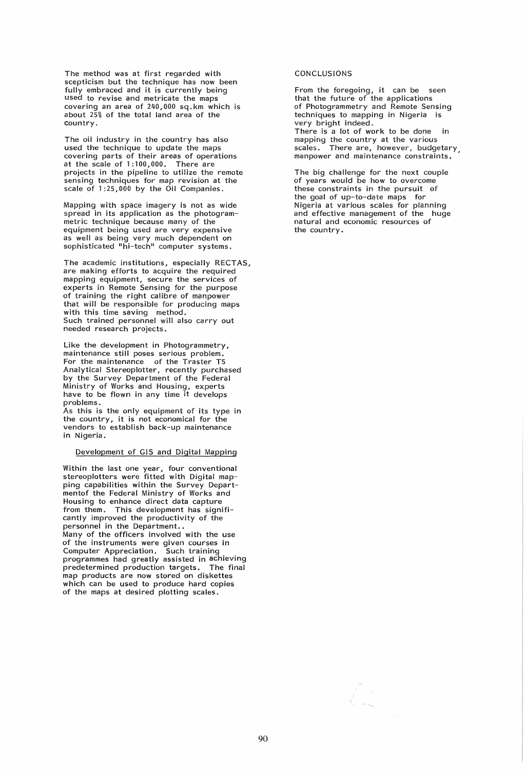The method was at first regarded with scepticism but the technique has now been fully embraced and it is currently being used to revise and metricate the maps covering an area of 240,000 sq.km which is about 25% of the total land area of the country.

The oil industry in the country has also used the technique to update the maps covering parts of their areas of operations at the scale of 1:100,000. There are projects in the pipeline to utilize the remote sensing techniques for map revision at the scale of 1:25,000 by the Oil Companies.

Mapping with space imagery is not as wide spread in its application as the photogrammetric technique because many of the equipment being used are very expensive as well as being very much dependent on sophisticated "hi-tech" computer systems.

The academic institutions, especially RECTAS, are making efforts to acquire the required mapping equipment, secure the services of experts in Remote Sensing for the purpose of training the right calibre of manpower that will be responsible for producing maps with this time saving method.
Such trained personnel will also carry out needed research projects.

Like the development in Photogrammetry, maintenance still poses serious problem. For the maintenance of the Traster T5 Analytical Stereoplotter, recently purchased by the Survey Department of the Federal Ministry of Works and Housing, experts have to be flown in any time it develops problems.
As this is the only equipment of its type in the country, it is not economical for the vendors to establish back-up maintenance in Nigeria.

### Development of GIS and Digital Mapping

Within the last one year, four conventional stereoplotters were fitted with Digital mapping capabilities within the Survey Departmentof the Federal Ministry of Works and Housing to enhance direct data capture from them. This development has significantly improved the productivity of the personnel in the Department..
Many of the officers involved with the use of the instruments were given courses in Computer Appreciation. Such training programmes had greatly assisted in achieving predetermined production targets. The final map products are now stored on diskettes which can be used to produce hard copies of the maps at desired plotting scales.

## CONCLUSIONS

From the foregoing, it can be seen that the future of the applications of Photogrammetry and Remote Sensing techniques to mapping in Nigeria is very bright indeed.
There is a lot of work to be done in mapping the country at the various scales. There are, however, budgetary, manpower and maintenance constraints.

The big challenge for the next couple of years would be how to overcome these constraints in the pursuit of the goal of up-to-date maps for Nigeria at various scales for planning and effective management of the huge natural and economic resources of the country.